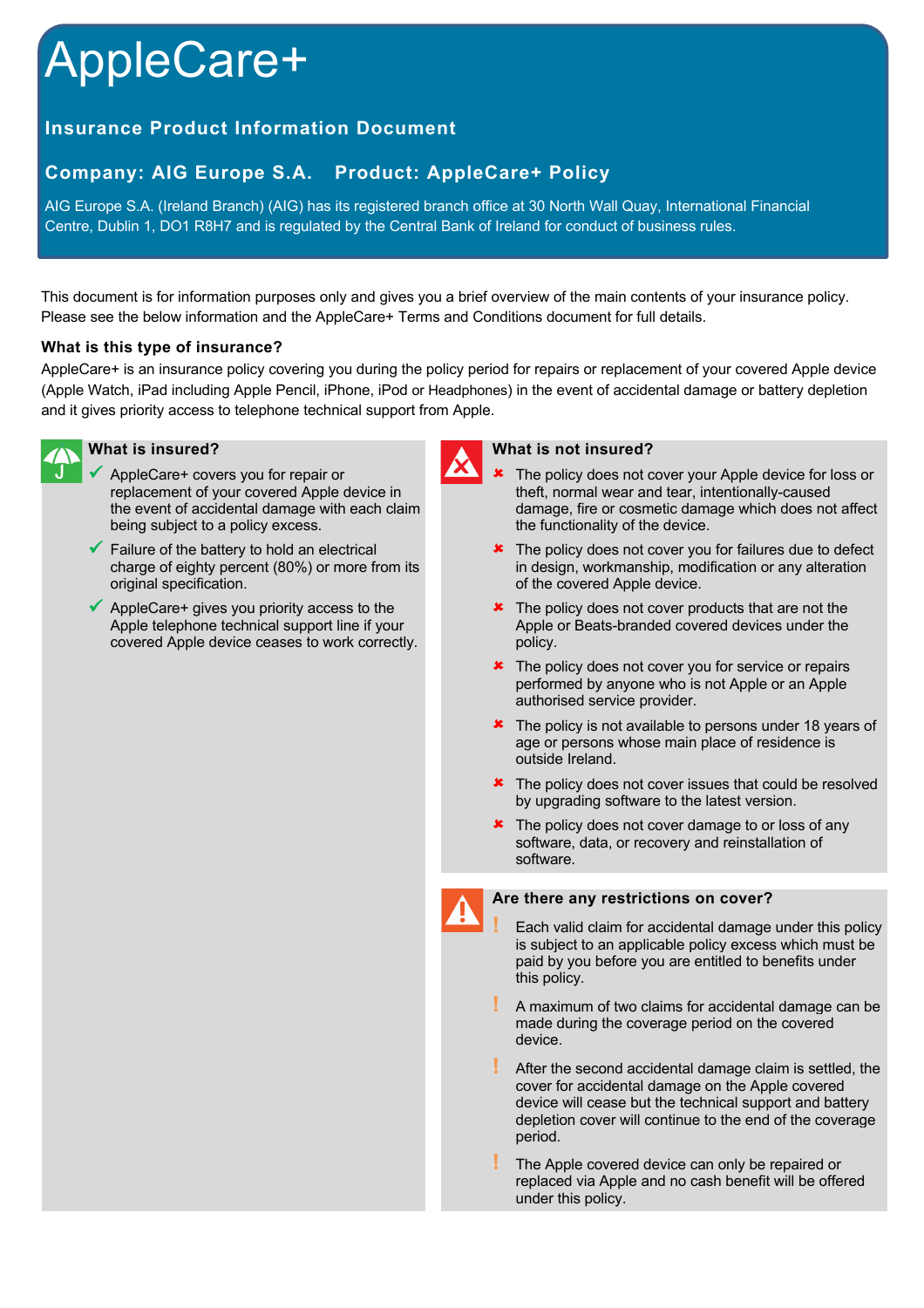# AppleCare+

## Insurance Product Information Document

## Company: AIG Europe S.A. Product: AppleCare+ Policy

AIG Europe S.A. (Ireland Branch) (AIG) has its registered branch office at 30 North Wall Quay, International Financial Centre, Dublin 1, DO1 R8H7 and is regulated by the Central Bank of Ireland for conduct of business rules.

This document is for information purposes only and gives you a brief overview of the main contents of your insurance policy. Please see the below information and the AppleCare+ Terms and Conditions document for full details.

### What is this type of insurance?

AppleCare+ is an insurance policy covering you during the policy period for repairs or replacement of your covered Apple device (Apple Watch, iPad including Apple Pencil, iPhone, iPod or Headphones) in the event of accidental damage or battery depletion and it gives priority access to telephone technical support from Apple.

### What is insured?

- ✓ AppleCare+ covers you for repair or replacement of your covered Apple device in the event of accidental damage with each claim being subject to a policy excess.
- ✓ Failure of the battery to hold an electrical charge of eighty percent (80%) or more from its original specification.
- ✓ AppleCare+ gives you priority access to the Apple telephone technical support line if your covered Apple device ceases to work correctly.

### What is not insured?

- ✗ The policy does not cover your Apple device for loss or theft, normal wear and tear, intentionally-caused damage, fire or cosmetic damage which does not affect the functionality of the device.
- ✗ The policy does not cover you for failures due to defect in design, workmanship, modification or any alteration of the covered Apple device.
- ✗ The policy does not cover products that are not the Apple or Beats-branded covered devices under the policy.
- ✗ The policy does not cover you for service or repairs performed by anyone who is not Apple or an Apple authorised service provider.
- ✗ The policy is not available to persons under 18 years of age or persons whose main place of residence is outside Ireland.
- ✗ The policy does not cover issues that could be resolved by upgrading software to the latest version.
- ✗ The policy does not cover damage to or loss of any software, data, or recovery and reinstallation of software.

### Are there any restrictions on cover?

- ! Each valid claim for accidental damage under this policy is subject to an applicable policy excess which must be paid by you before you are entitled to benefits under this policy.
- ! A maximum of two claims for accidental damage can be made during the coverage period on the covered device.
- ! After the second accidental damage claim is settled, the cover for accidental damage on the Apple covered device will cease but the technical support and battery depletion cover will continue to the end of the coverage period.
- ! The Apple covered device can only be repaired or replaced via Apple and no cash benefit will be offered under this policy.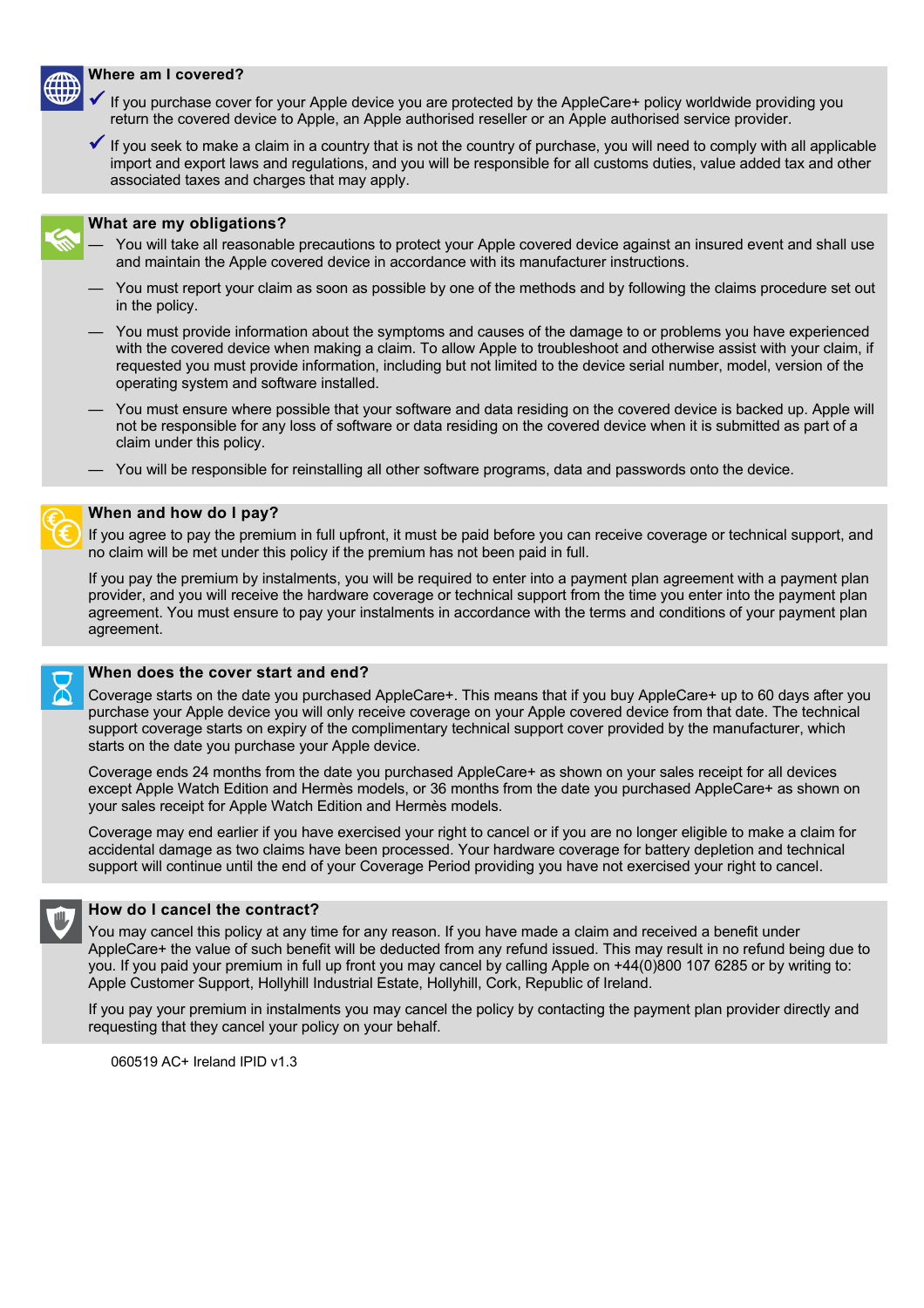### Where am I covered?

- ✓ If you purchase cover for your Apple device you are protected by the AppleCare+ policy worldwide providing you return the covered device to Apple, an Apple authorised reseller or an Apple authorised service provider.
- ✓ If you seek to make a claim in a country that is not the country of purchase, you will need to comply with all applicable import and export laws and regulations, and you will be responsible for all customs duties, value added tax and other associated taxes and charges that may apply.

### What are my obligations?

- — You will take all reasonable precautions to protect your Apple covered device against an insured event and shall use and maintain the Apple covered device in accordance with its manufacturer instructions.
- — You must report your claim as soon as possible by one of the methods and by following the claims procedure set out in the policy.
- — You must provide information about the symptoms and causes of the damage to or problems you have experienced with the covered device when making a claim. To allow Apple to troubleshoot and otherwise assist with your claim, if requested you must provide information, including but not limited to the device serial number, model, version of the operating system and software installed.
- — You must ensure where possible that your software and data residing on the covered device is backed up. Apple will not be responsible for any loss of software or data residing on the covered device when it is submitted as part of a claim under this policy.
- — You will be responsible for reinstalling all other software programs, data and passwords onto the device.

### When and how do I pay?

If you agree to pay the premium in full upfront, it must be paid before you can receive coverage or technical support, and no claim will be met under this policy if the premium has not been paid in full.

If you pay the premium by instalments, you will be required to enter into a payment plan agreement with a payment plan provider, and you will receive the hardware coverage or technical support from the time you enter into the payment plan agreement. You must ensure to pay your instalments in accordance with the terms and conditions of your payment plan agreement.

### When does the cover start and end?

Coverage starts on the date you purchased AppleCare+. This means that if you buy AppleCare+ up to 60 days after you purchase your Apple device you will only receive coverage on your Apple covered device from that date. The technical support coverage starts on expiry of the complimentary technical support cover provided by the manufacturer, which starts on the date you purchase your Apple device.

Coverage ends 24 months from the date you purchased AppleCare+ as shown on your sales receipt for all devices except Apple Watch Edition and Hermès models, or 36 months from the date you purchased AppleCare+ as shown on your sales receipt for Apple Watch Edition and Hermès models.

Coverage may end earlier if you have exercised your right to cancel or if you are no longer eligible to make a claim for accidental damage as two claims have been processed. Your hardware coverage for battery depletion and technical support will continue until the end of your Coverage Period providing you have not exercised your right to cancel.

### How do I cancel the contract?

You may cancel this policy at any time for any reason. If you have made a claim and received a benefit under AppleCare+ the value of such benefit will be deducted from any refund issued. This may result in no refund being due to you. If you paid your premium in full up front you may cancel by calling Apple on +44(0)800 107 6285 or by writing to: Apple Customer Support, Hollyhill Industrial Estate, Hollyhill, Cork, Republic of Ireland.

If you pay your premium in instalments you may cancel the policy by contacting the payment plan provider directly and requesting that they cancel your policy on your behalf.

060519 AC+ Ireland IPID v1.3